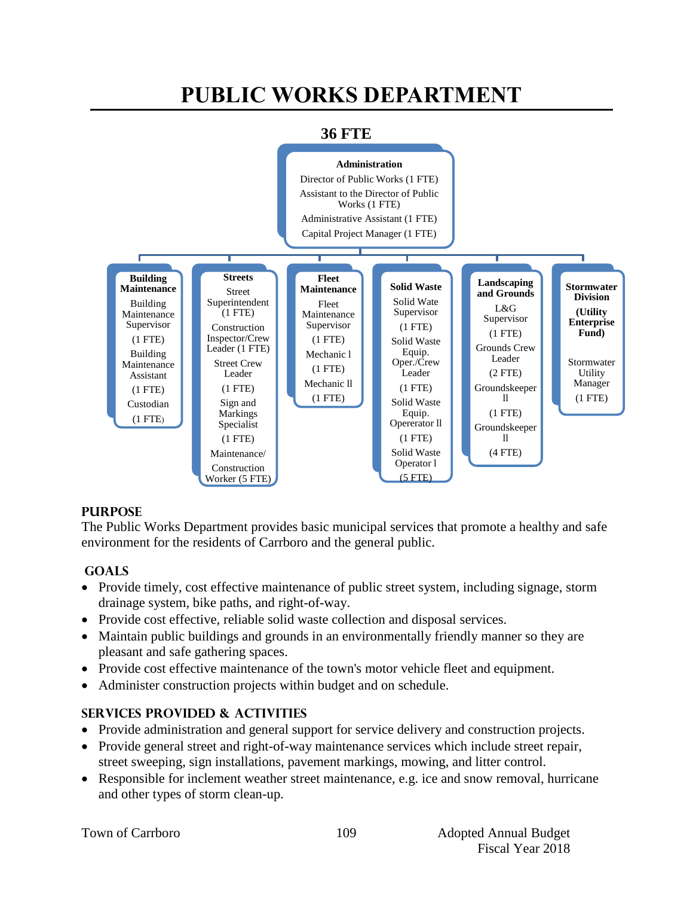# PUBLIC WORKS DEPARTMENT

**36 FTE**

**Administration**
- Director of Public Works (1 FTE)
- Assistant to the Director of Public Works (1 FTE)
- Administrative Assistant (1 FTE)
- Capital Project Manager (1 FTE)

**Building Maintenance**
- Building Maintenance Supervisor (1 FTE)
- Building Maintenance Assistant (1 FTE)
- Custodian (1 FTE)

**Streets**
- Street Superintendent (1 FTE)
- Construction Inspector/Crew Leader (1 FTE)
- Street Crew Leader (1 FTE)
- Sign and Markings Specialist (1 FTE)
- Maintenance/ Construction Worker (5 FTE)

**Fleet Maintenance**
- Fleet Maintenance Supervisor (1 FTE)
- Mechanic l (1 FTE)
- Mechanic ll (1 FTE)

**Solid Waste**
- Solid Wate Supervisor (1 FTE)
- Solid Waste Equip. Oper./Crew Leader (1 FTE)
- Solid Waste Equip. Opererator ll (1 FTE)
- Solid Waste Operator l (5 FTE)

**Landscaping and Grounds**
- L&G Supervisor (1 FTE)
- Grounds Crew Leader (2 FTE)
- Groundskeeper ll (1 FTE)
- Groundskeeper ll (4 FTE)

**Stormwater Division (Utility Enterprise Fund)**
- Stormwater Utility Manager (1 FTE)

## PURPOSE

The Public Works Department provides basic municipal services that promote a healthy and safe environment for the residents of Carrboro and the general public.

## GOALS

- Provide timely, cost effective maintenance of public street system, including signage, storm drainage system, bike paths, and right-of-way.
- Provide cost effective, reliable solid waste collection and disposal services.
- Maintain public buildings and grounds in an environmentally friendly manner so they are pleasant and safe gathering spaces.
- Provide cost effective maintenance of the town's motor vehicle fleet and equipment.
- Administer construction projects within budget and on schedule.

## SERVICES PROVIDED & ACTIVITIES

- Provide administration and general support for service delivery and construction projects.
- Provide general street and right-of-way maintenance services which include street repair, street sweeping, sign installations, pavement markings, mowing, and litter control.
- Responsible for inclement weather street maintenance, e.g. ice and snow removal, hurricane and other types of storm clean-up.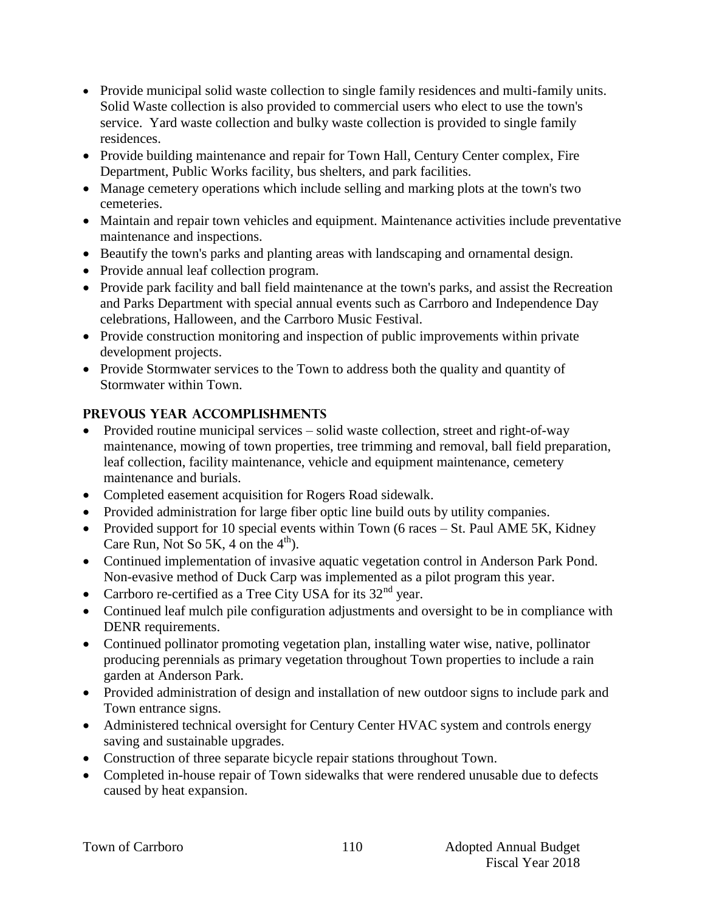- Provide municipal solid waste collection to single family residences and multi-family units. Solid Waste collection is also provided to commercial users who elect to use the town's service. Yard waste collection and bulky waste collection is provided to single family residences.
- Provide building maintenance and repair for Town Hall, Century Center complex, Fire Department, Public Works facility, bus shelters, and park facilities.
- Manage cemetery operations which include selling and marking plots at the town's two cemeteries.
- Maintain and repair town vehicles and equipment. Maintenance activities include preventative maintenance and inspections.
- Beautify the town's parks and planting areas with landscaping and ornamental design.
- Provide annual leaf collection program.
- Provide park facility and ball field maintenance at the town's parks, and assist the Recreation and Parks Department with special annual events such as Carrboro and Independence Day celebrations, Halloween, and the Carrboro Music Festival.
- Provide construction monitoring and inspection of public improvements within private development projects.
- Provide Stormwater services to the Town to address both the quality and quantity of Stormwater within Town.

## PREVOUS YEAR ACCOMPLISHMENTS

- Provided routine municipal services – solid waste collection, street and right-of-way maintenance, mowing of town properties, tree trimming and removal, ball field preparation, leaf collection, facility maintenance, vehicle and equipment maintenance, cemetery maintenance and burials.
- Completed easement acquisition for Rogers Road sidewalk.
- Provided administration for large fiber optic line build outs by utility companies.
- Provided support for 10 special events within Town (6 races – St. Paul AME 5K, Kidney Care Run, Not So 5K, 4 on the 4th).
- Continued implementation of invasive aquatic vegetation control in Anderson Park Pond. Non-evasive method of Duck Carp was implemented as a pilot program this year.
- Carrboro re-certified as a Tree City USA for its 32nd year.
- Continued leaf mulch pile configuration adjustments and oversight to be in compliance with DENR requirements.
- Continued pollinator promoting vegetation plan, installing water wise, native, pollinator producing perennials as primary vegetation throughout Town properties to include a rain garden at Anderson Park.
- Provided administration of design and installation of new outdoor signs to include park and Town entrance signs.
- Administered technical oversight for Century Center HVAC system and controls energy saving and sustainable upgrades.
- Construction of three separate bicycle repair stations throughout Town.
- Completed in-house repair of Town sidewalks that were rendered unusable due to defects caused by heat expansion.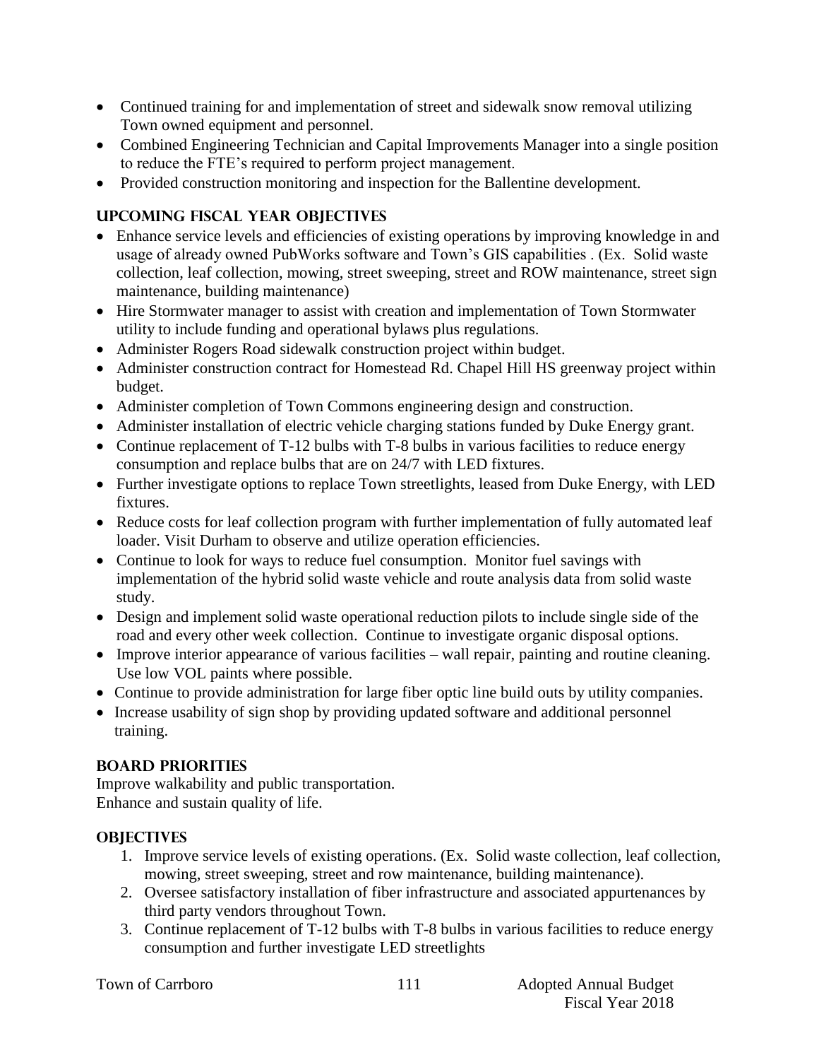- Continued training for and implementation of street and sidewalk snow removal utilizing Town owned equipment and personnel.
- Combined Engineering Technician and Capital Improvements Manager into a single position to reduce the FTE's required to perform project management.
- Provided construction monitoring and inspection for the Ballentine development.

## UPCOMING FISCAL YEAR OBJECTIVES

- Enhance service levels and efficiencies of existing operations by improving knowledge in and usage of already owned PubWorks software and Town's GIS capabilities . (Ex. Solid waste collection, leaf collection, mowing, street sweeping, street and ROW maintenance, street sign maintenance, building maintenance)
- Hire Stormwater manager to assist with creation and implementation of Town Stormwater utility to include funding and operational bylaws plus regulations.
- Administer Rogers Road sidewalk construction project within budget.
- Administer construction contract for Homestead Rd. Chapel Hill HS greenway project within budget.
- Administer completion of Town Commons engineering design and construction.
- Administer installation of electric vehicle charging stations funded by Duke Energy grant.
- Continue replacement of T-12 bulbs with T-8 bulbs in various facilities to reduce energy consumption and replace bulbs that are on 24/7 with LED fixtures.
- Further investigate options to replace Town streetlights, leased from Duke Energy, with LED fixtures.
- Reduce costs for leaf collection program with further implementation of fully automated leaf loader. Visit Durham to observe and utilize operation efficiencies.
- Continue to look for ways to reduce fuel consumption. Monitor fuel savings with implementation of the hybrid solid waste vehicle and route analysis data from solid waste study.
- Design and implement solid waste operational reduction pilots to include single side of the road and every other week collection. Continue to investigate organic disposal options.
- Improve interior appearance of various facilities – wall repair, painting and routine cleaning. Use low VOL paints where possible.
- Continue to provide administration for large fiber optic line build outs by utility companies.
- Increase usability of sign shop by providing updated software and additional personnel training.

## BOARD PRIORITIES

Improve walkability and public transportation.
Enhance and sustain quality of life.

## OBJECTIVES

1. Improve service levels of existing operations. (Ex. Solid waste collection, leaf collection, mowing, street sweeping, street and row maintenance, building maintenance).
2. Oversee satisfactory installation of fiber infrastructure and associated appurtenances by third party vendors throughout Town.
3. Continue replacement of T-12 bulbs with T-8 bulbs in various facilities to reduce energy consumption and further investigate LED streetlights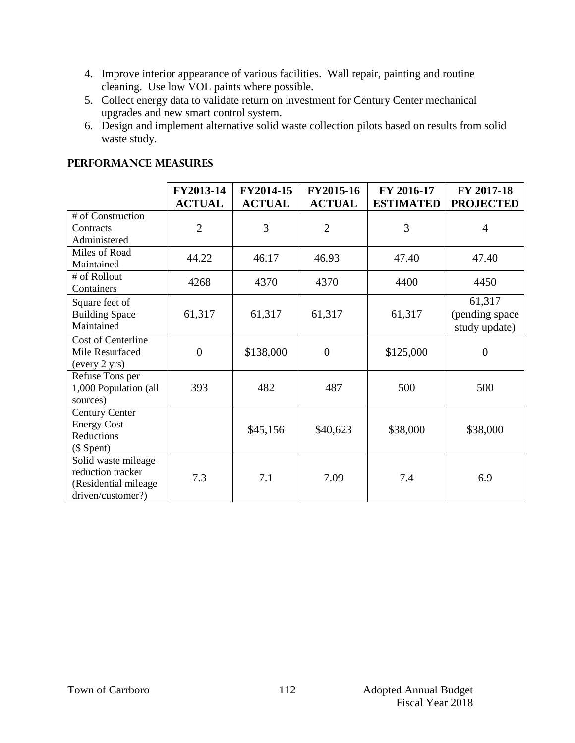4. Improve interior appearance of various facilities. Wall repair, painting and routine cleaning. Use low VOL paints where possible.
5. Collect energy data to validate return on investment for Century Center mechanical upgrades and new smart control system.
6. Design and implement alternative solid waste collection pilots based on results from solid waste study.

## PERFORMANCE MEASURES

| | FY2013-14 ACTUAL | FY2014-15 ACTUAL | FY2015-16 ACTUAL | FY 2016-17 ESTIMATED | FY 2017-18 PROJECTED |
|---|---|---|---|---|---|
| # of Construction Contracts Administered | 2 | 3 | 2 | 3 | 4 |
| Miles of Road Maintained | 44.22 | 46.17 | 46.93 | 47.40 | 47.40 |
| # of Rollout Containers | 4268 | 4370 | 4370 | 4400 | 4450 |
| Square feet of Building Space Maintained | 61,317 | 61,317 | 61,317 | 61,317 | 61,317 (pending space study update) |
| Cost of Centerline Mile Resurfaced (every 2 yrs) | 0 | $138,000 | 0 | $125,000 | 0 |
| Refuse Tons per 1,000 Population (all sources) | 393 | 482 | 487 | 500 | 500 |
| Century Center Energy Cost Reductions ($ Spent) | | $45,156 | $40,623 | $38,000 | $38,000 |
| Solid waste mileage reduction tracker (Residential mileage driven/customer?) | 7.3 | 7.1 | 7.09 | 7.4 | 6.9 |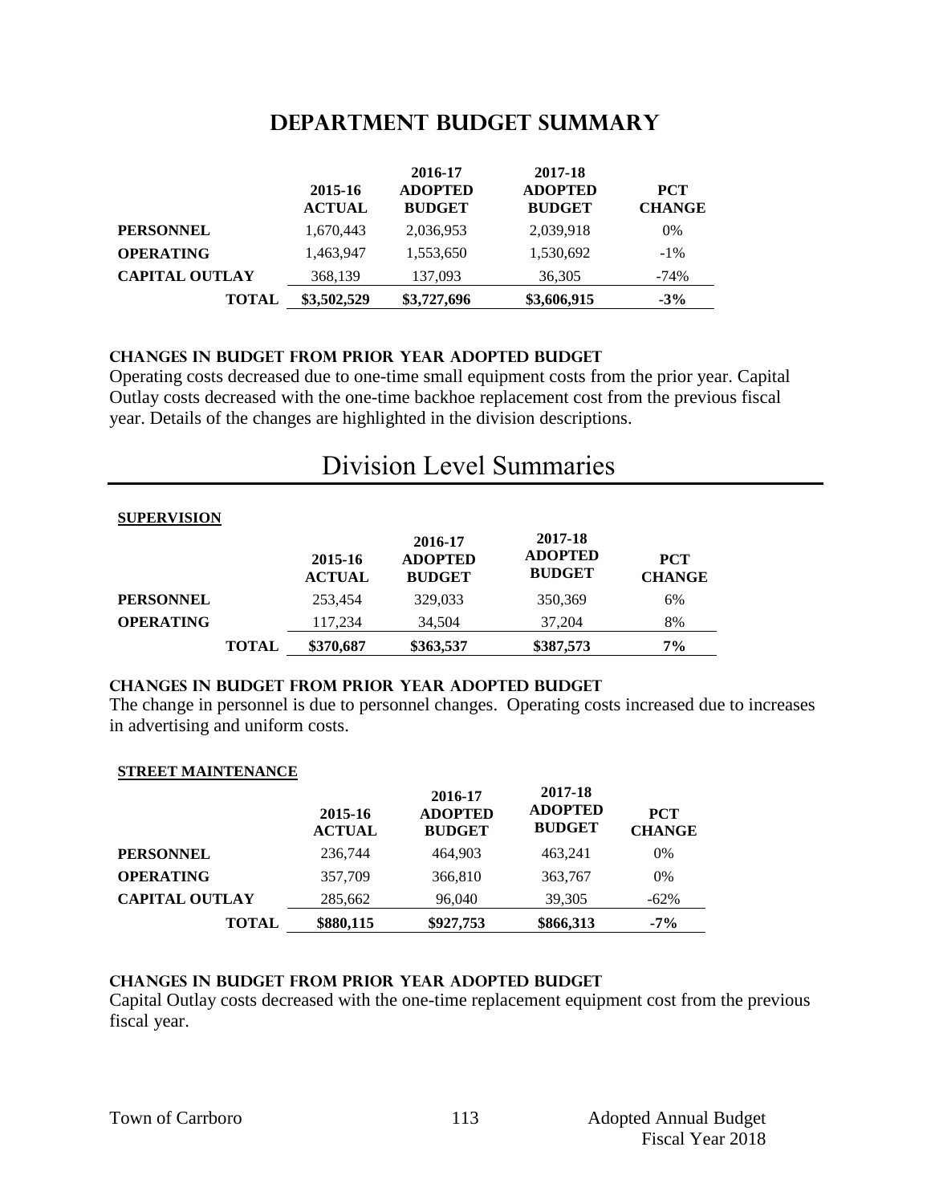# DEPARTMENT BUDGET SUMMARY

| | 2015-16 ACTUAL | 2016-17 ADOPTED BUDGET | 2017-18 ADOPTED BUDGET | PCT CHANGE |
|---|---|---|---|---|
| **PERSONNEL** | 1,670,443 | 2,036,953 | 2,039,918 | 0% |
| **OPERATING** | 1,463,947 | 1,553,650 | 1,530,692 | -1% |
| **CAPITAL OUTLAY** | 368,139 | 137,093 | 36,305 | -74% |
| **TOTAL** | **$3,502,529** | **$3,727,696** | **$3,606,915** | **-3%** |

### CHANGES IN BUDGET FROM PRIOR YEAR ADOPTED BUDGET

Operating costs decreased due to one-time small equipment costs from the prior year. Capital Outlay costs decreased with the one-time backhoe replacement cost from the previous fiscal year. Details of the changes are highlighted in the division descriptions.

# Division Level Summaries

**SUPERVISION**

| | 2015-16 ACTUAL | 2016-17 ADOPTED BUDGET | 2017-18 ADOPTED BUDGET | PCT CHANGE |
|---|---|---|---|---|
| **PERSONNEL** | 253,454 | 329,033 | 350,369 | 6% |
| **OPERATING** | 117,234 | 34,504 | 37,204 | 8% |
| **TOTAL** | **$370,687** | **$363,537** | **$387,573** | **7%** |

### CHANGES IN BUDGET FROM PRIOR YEAR ADOPTED BUDGET

The change in personnel is due to personnel changes. Operating costs increased due to increases in advertising and uniform costs.

**STREET MAINTENANCE**

| | 2015-16 ACTUAL | 2016-17 ADOPTED BUDGET | 2017-18 ADOPTED BUDGET | PCT CHANGE |
|---|---|---|---|---|
| **PERSONNEL** | 236,744 | 464,903 | 463,241 | 0% |
| **OPERATING** | 357,709 | 366,810 | 363,767 | 0% |
| **CAPITAL OUTLAY** | 285,662 | 96,040 | 39,305 | -62% |
| **TOTAL** | **$880,115** | **$927,753** | **$866,313** | **-7%** |

### CHANGES IN BUDGET FROM PRIOR YEAR ADOPTED BUDGET

Capital Outlay costs decreased with the one-time replacement equipment cost from the previous fiscal year.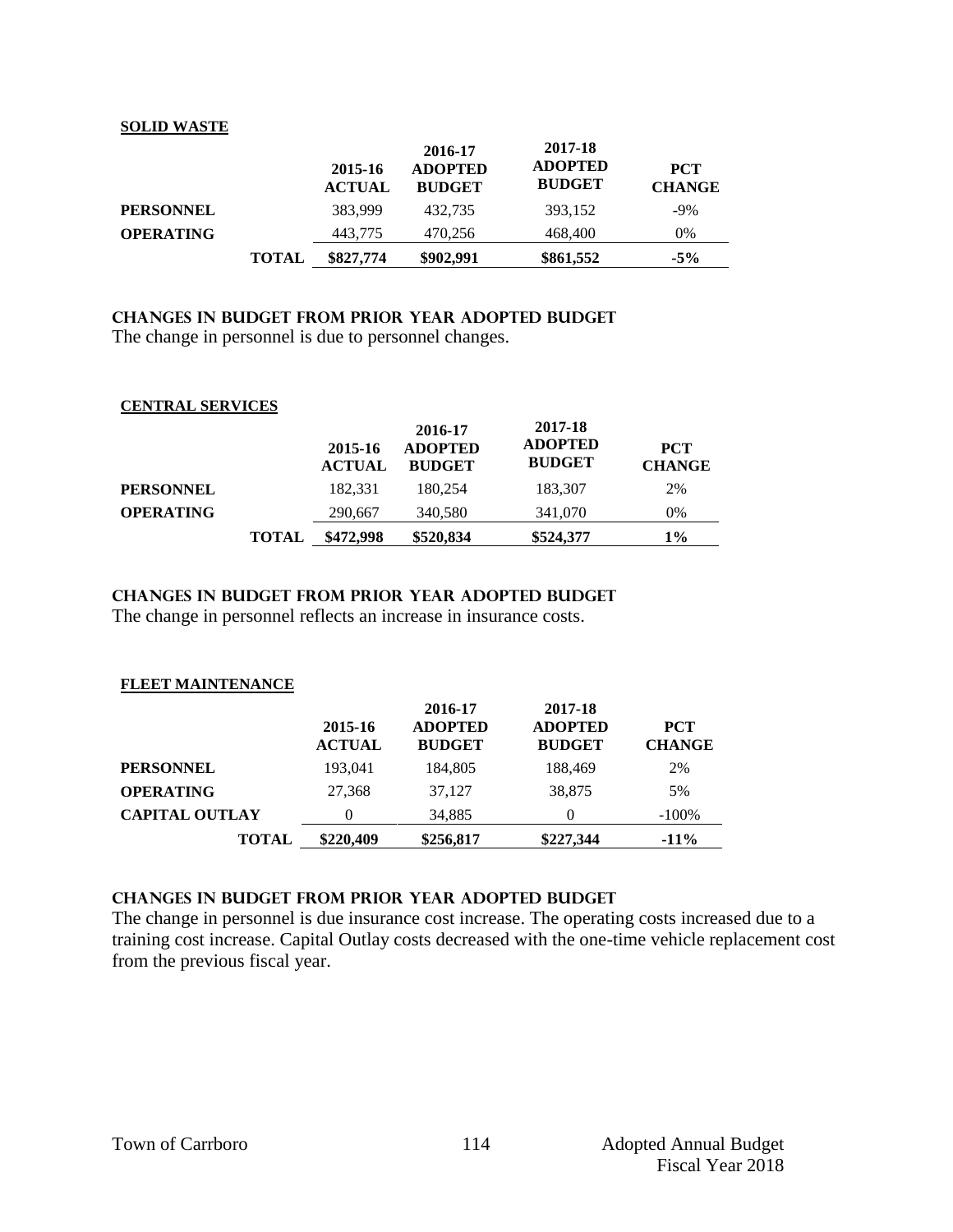**SOLID WASTE**

| | 2015-16 ACTUAL | 2016-17 ADOPTED BUDGET | 2017-18 ADOPTED BUDGET | PCT CHANGE |
|---|---|---|---|---|
| **PERSONNEL** | 383,999 | 432,735 | 393,152 | -9% |
| **OPERATING** | 443,775 | 470,256 | 468,400 | 0% |
| **TOTAL** | **$827,774** | **$902,991** | **$861,552** | **-5%** |

### CHANGES IN BUDGET FROM PRIOR YEAR ADOPTED BUDGET

The change in personnel is due to personnel changes.

**CENTRAL SERVICES**

| | 2015-16 ACTUAL | 2016-17 ADOPTED BUDGET | 2017-18 ADOPTED BUDGET | PCT CHANGE |
|---|---|---|---|---|
| **PERSONNEL** | 182,331 | 180,254 | 183,307 | 2% |
| **OPERATING** | 290,667 | 340,580 | 341,070 | 0% |
| **TOTAL** | **$472,998** | **$520,834** | **$524,377** | **1%** |

### CHANGES IN BUDGET FROM PRIOR YEAR ADOPTED BUDGET

The change in personnel reflects an increase in insurance costs.

**FLEET MAINTENANCE**

| | 2015-16 ACTUAL | 2016-17 ADOPTED BUDGET | 2017-18 ADOPTED BUDGET | PCT CHANGE |
|---|---|---|---|---|
| **PERSONNEL** | 193,041 | 184,805 | 188,469 | 2% |
| **OPERATING** | 27,368 | 37,127 | 38,875 | 5% |
| **CAPITAL OUTLAY** | 0 | 34,885 | 0 | -100% |
| **TOTAL** | **$220,409** | **$256,817** | **$227,344** | **-11%** |

### CHANGES IN BUDGET FROM PRIOR YEAR ADOPTED BUDGET

The change in personnel is due insurance cost increase. The operating costs increased due to a training cost increase. Capital Outlay costs decreased with the one-time vehicle replacement cost from the previous fiscal year.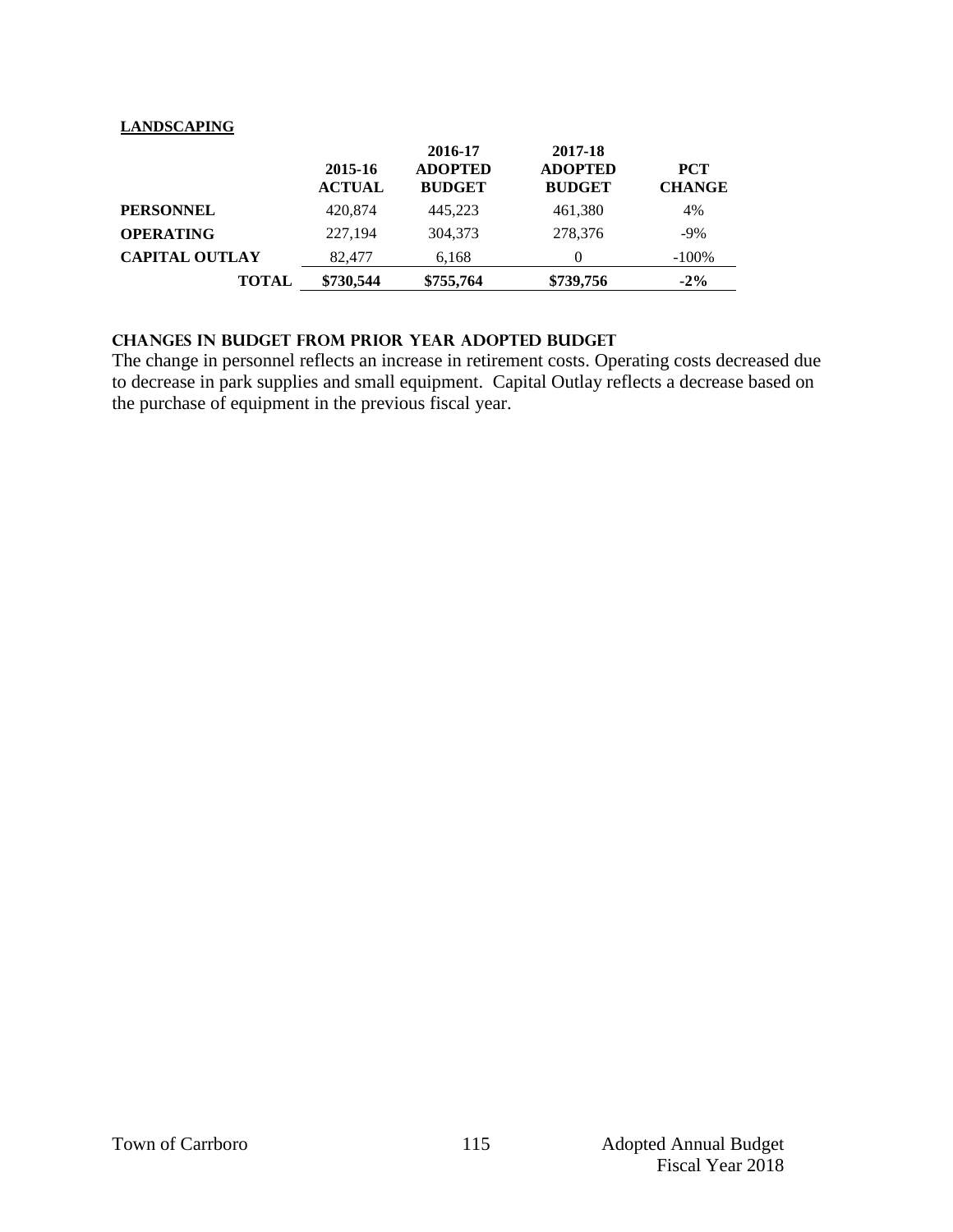**LANDSCAPING**

| | 2015-16 ACTUAL | 2016-17 ADOPTED BUDGET | 2017-18 ADOPTED BUDGET | PCT CHANGE |
|---|---|---|---|---|
| **PERSONNEL** | 420,874 | 445,223 | 461,380 | 4% |
| **OPERATING** | 227,194 | 304,373 | 278,376 | -9% |
| **CAPITAL OUTLAY** | 82,477 | 6,168 | 0 | -100% |
| **TOTAL** | **$730,544** | **$755,764** | **$739,756** | **-2%** |

### CHANGES IN BUDGET FROM PRIOR YEAR ADOPTED BUDGET

The change in personnel reflects an increase in retirement costs. Operating costs decreased due to decrease in park supplies and small equipment. Capital Outlay reflects a decrease based on the purchase of equipment in the previous fiscal year.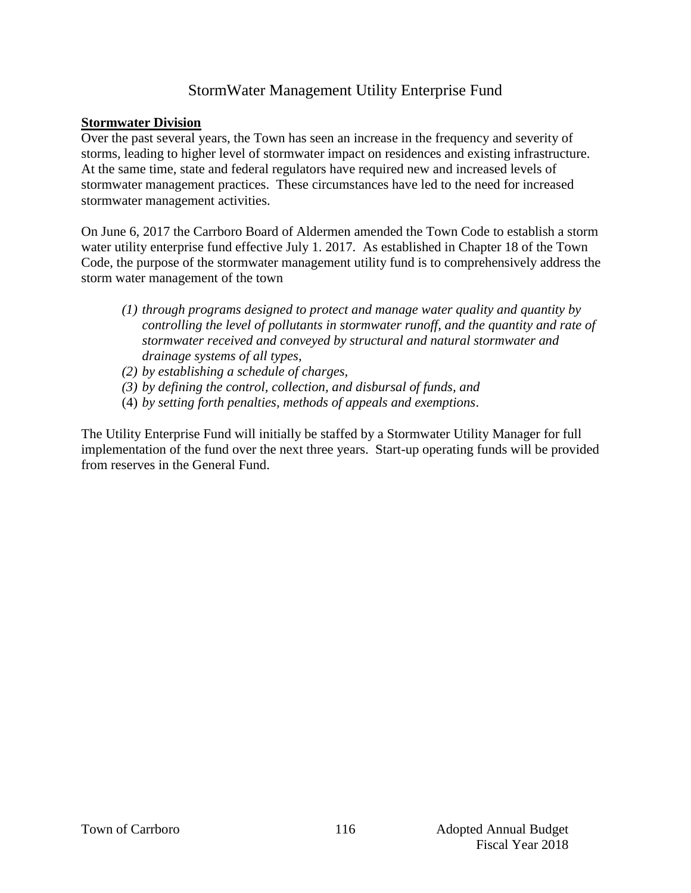# StormWater Management Utility Enterprise Fund

**Stormwater Division**

Over the past several years, the Town has seen an increase in the frequency and severity of storms, leading to higher level of stormwater impact on residences and existing infrastructure. At the same time, state and federal regulators have required new and increased levels of stormwater management practices. These circumstances have led to the need for increased stormwater management activities.

On June 6, 2017 the Carrboro Board of Aldermen amended the Town Code to establish a storm water utility enterprise fund effective July 1. 2017. As established in Chapter 18 of the Town Code, the purpose of the stormwater management utility fund is to comprehensively address the storm water management of the town

*(1) through programs designed to protect and manage water quality and quantity by controlling the level of pollutants in stormwater runoff, and the quantity and rate of stormwater received and conveyed by structural and natural stormwater and drainage systems of all types,*
*(2) by establishing a schedule of charges,*
*(3) by defining the control, collection, and disbursal of funds, and*
(4) *by setting forth penalties, methods of appeals and exemptions*.

The Utility Enterprise Fund will initially be staffed by a Stormwater Utility Manager for full implementation of the fund over the next three years. Start-up operating funds will be provided from reserves in the General Fund.